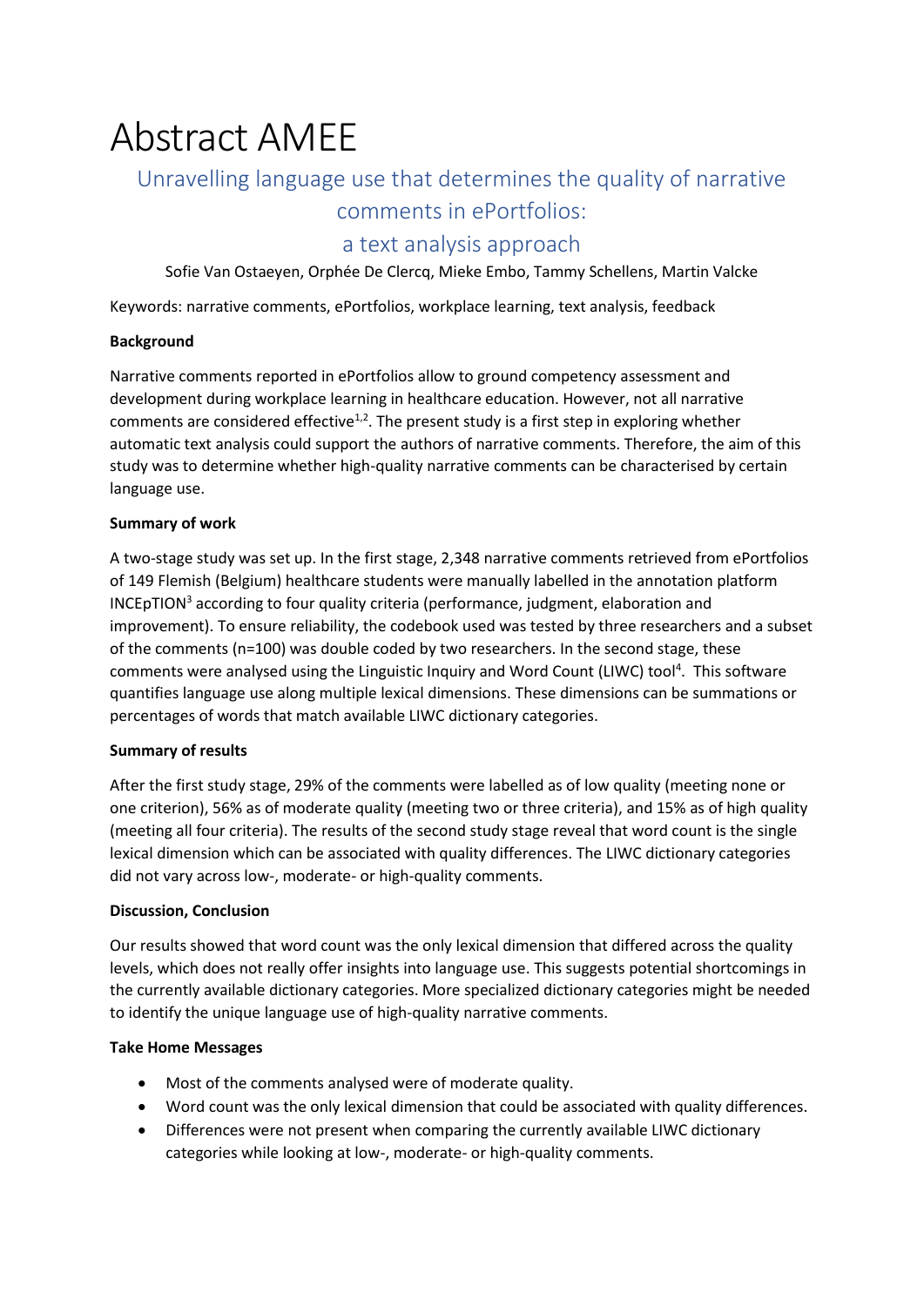# Abstract AMEE

## Unravelling language use that determines the quality of narrative comments in ePortfolios: a text analysis approach

Sofie Van Ostaeyen, Orphée De Clercq, Mieke Embo, Tammy Schellens, Martin Valcke

Keywords: narrative comments, ePortfolios, workplace learning, text analysis, feedback

**Background**

Narrative comments reported in ePortfolios allow to ground competency assessment and development during workplace learning in healthcare education. However, not all narrative comments are considered effective[1,2]. The present study is a first step in exploring whether automatic text analysis could support the authors of narrative comments. Therefore, the aim of this study was to determine whether high-quality narrative comments can be characterised by certain language use.

**Summary of work**

A two-stage study was set up. In the first stage, 2,348 narrative comments retrieved from ePortfolios of 149 Flemish (Belgium) healthcare students were manually labelled in the annotation platform INCEpTION[3] according to four quality criteria (performance, judgment, elaboration and improvement). To ensure reliability, the codebook used was tested by three researchers and a subset of the comments (n=100) was double coded by two researchers. In the second stage, these comments were analysed using the Linguistic Inquiry and Word Count (LIWC) tool[4]. This software quantifies language use along multiple lexical dimensions. These dimensions can be summations or percentages of words that match available LIWC dictionary categories.

**Summary of results**

After the first study stage, 29% of the comments were labelled as of low quality (meeting none or one criterion), 56% as of moderate quality (meeting two or three criteria), and 15% as of high quality (meeting all four criteria). The results of the second study stage reveal that word count is the single lexical dimension which can be associated with quality differences. The LIWC dictionary categories did not vary across low-, moderate- or high-quality comments.

**Discussion, Conclusion**

Our results showed that word count was the only lexical dimension that differed across the quality levels, which does not really offer insights into language use. This suggests potential shortcomings in the currently available dictionary categories. More specialized dictionary categories might be needed to identify the unique language use of high-quality narrative comments.

**Take Home Messages**

- Most of the comments analysed were of moderate quality.
- Word count was the only lexical dimension that could be associated with quality differences.
- Differences were not present when comparing the currently available LIWC dictionary categories while looking at low-, moderate- or high-quality comments.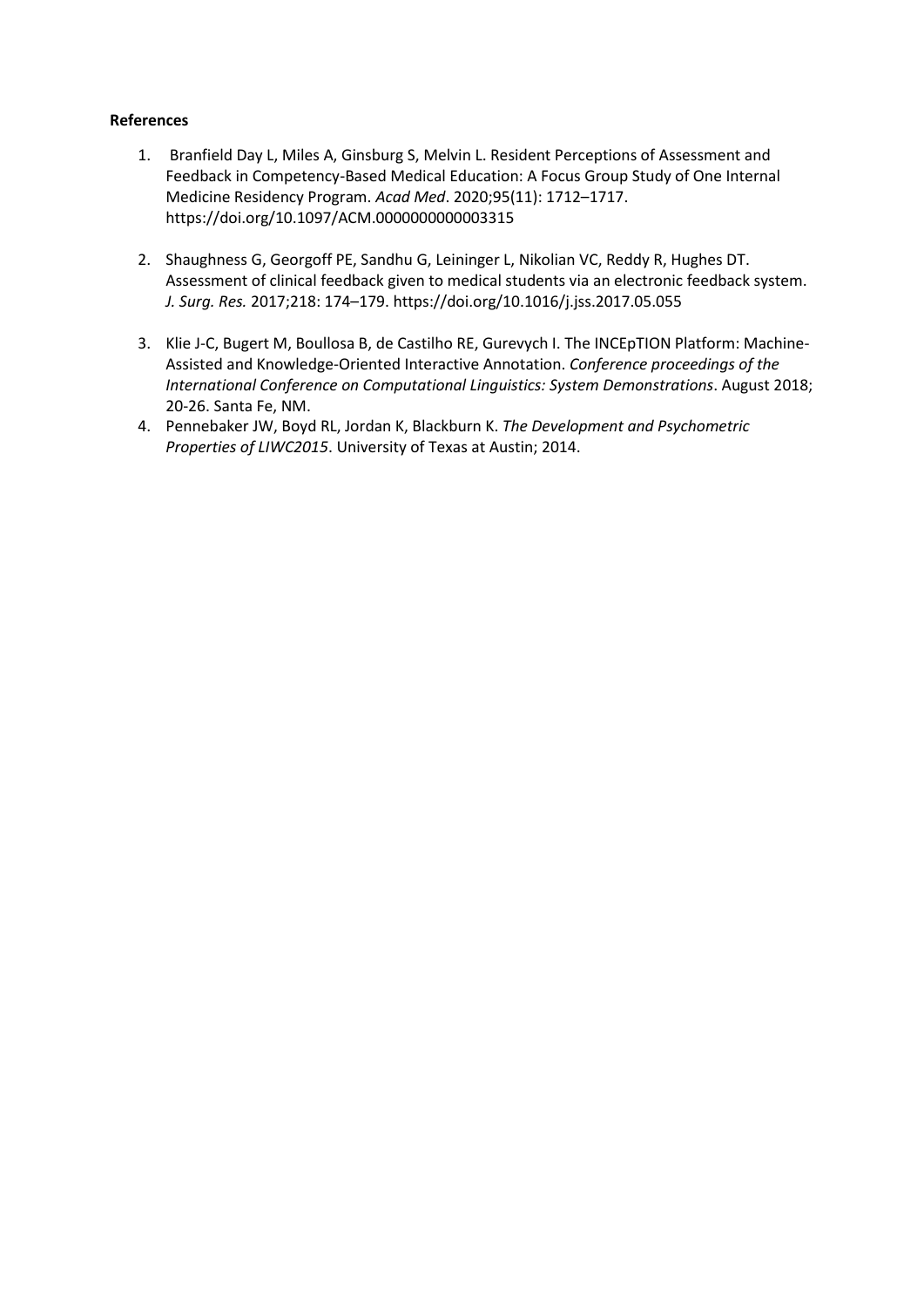**References**

1. Branfield Day L, Miles A, Ginsburg S, Melvin L. Resident Perceptions of Assessment and Feedback in Competency-Based Medical Education: A Focus Group Study of One Internal Medicine Residency Program. *Acad Med*. 2020;95(11): 1712–1717. https://doi.org/10.1097/ACM.0000000000003315

2. Shaughness G, Georgoff PE, Sandhu G, Leininger L, Nikolian VC, Reddy R, Hughes DT. Assessment of clinical feedback given to medical students via an electronic feedback system. *J. Surg. Res.* 2017;218: 174–179. https://doi.org/10.1016/j.jss.2017.05.055

3. Klie J-C, Bugert M, Boullosa B, de Castilho RE, Gurevych I. The INCEpTION Platform: Machine-Assisted and Knowledge-Oriented Interactive Annotation. *Conference proceedings of the International Conference on Computational Linguistics: System Demonstrations*. August 2018; 20-26. Santa Fe, NM.
4. Pennebaker JW, Boyd RL, Jordan K, Blackburn K. *The Development and Psychometric Properties of LIWC2015*. University of Texas at Austin; 2014.